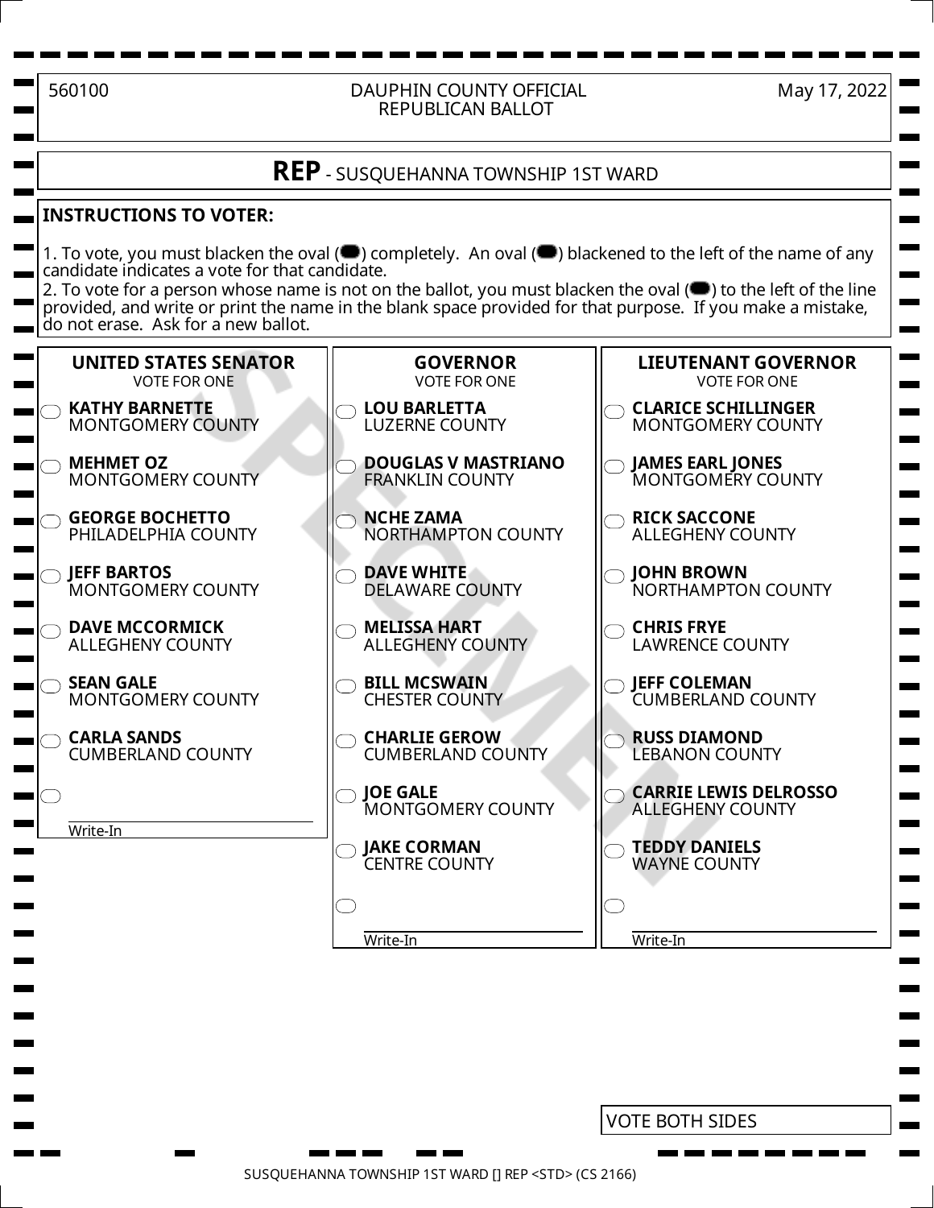560100

DAUPHIN COUNTY OFFICIAL
REPUBLICAN BALLOT

May 17, 2022

# REP - SUSQUEHANNA TOWNSHIP 1ST WARD

**INSTRUCTIONS TO VOTER:**

1. To vote, you must blacken the oval (⬬) completely. An oval (⬬) blackened to the left of the name of any candidate indicates a vote for that candidate.
2. To vote for a person whose name is not on the ballot, you must blacken the oval (⬬) to the left of the line provided, and write or print the name in the blank space provided for that purpose. If you make a mistake, do not erase. Ask for a new ballot.

## UNITED STATES SENATOR
VOTE FOR ONE

- **KATHY BARNETTE** MONTGOMERY COUNTY
- **MEHMET OZ** MONTGOMERY COUNTY
- **GEORGE BOCHETTO** PHILADELPHIA COUNTY
- **JEFF BARTOS** MONTGOMERY COUNTY
- **DAVE MCCORMICK** ALLEGHENY COUNTY
- **SEAN GALE** MONTGOMERY COUNTY
- **CARLA SANDS** CUMBERLAND COUNTY
- Write-In

## GOVERNOR
VOTE FOR ONE

- **LOU BARLETTA** LUZERNE COUNTY
- **DOUGLAS V MASTRIANO** FRANKLIN COUNTY
- **NCHE ZAMA** NORTHAMPTON COUNTY
- **DAVE WHITE** DELAWARE COUNTY
- **MELISSA HART** ALLEGHENY COUNTY
- **BILL MCSWAIN** CHESTER COUNTY
- **CHARLIE GEROW** CUMBERLAND COUNTY
- **JOE GALE** MONTGOMERY COUNTY
- **JAKE CORMAN** CENTRE COUNTY
- Write-In

## LIEUTENANT GOVERNOR
VOTE FOR ONE

- **CLARICE SCHILLINGER** MONTGOMERY COUNTY
- **JAMES EARL JONES** MONTGOMERY COUNTY
- **RICK SACCONE** ALLEGHENY COUNTY
- **JOHN BROWN** NORTHAMPTON COUNTY
- **CHRIS FRYE** LAWRENCE COUNTY
- **JEFF COLEMAN** CUMBERLAND COUNTY
- **RUSS DIAMOND** LEBANON COUNTY
- **CARRIE LEWIS DELROSSO** ALLEGHENY COUNTY
- **TEDDY DANIELS** WAYNE COUNTY
- Write-In

VOTE BOTH SIDES

SUSQUEHANNA TOWNSHIP 1ST WARD [] REP <STD> (CS 2166)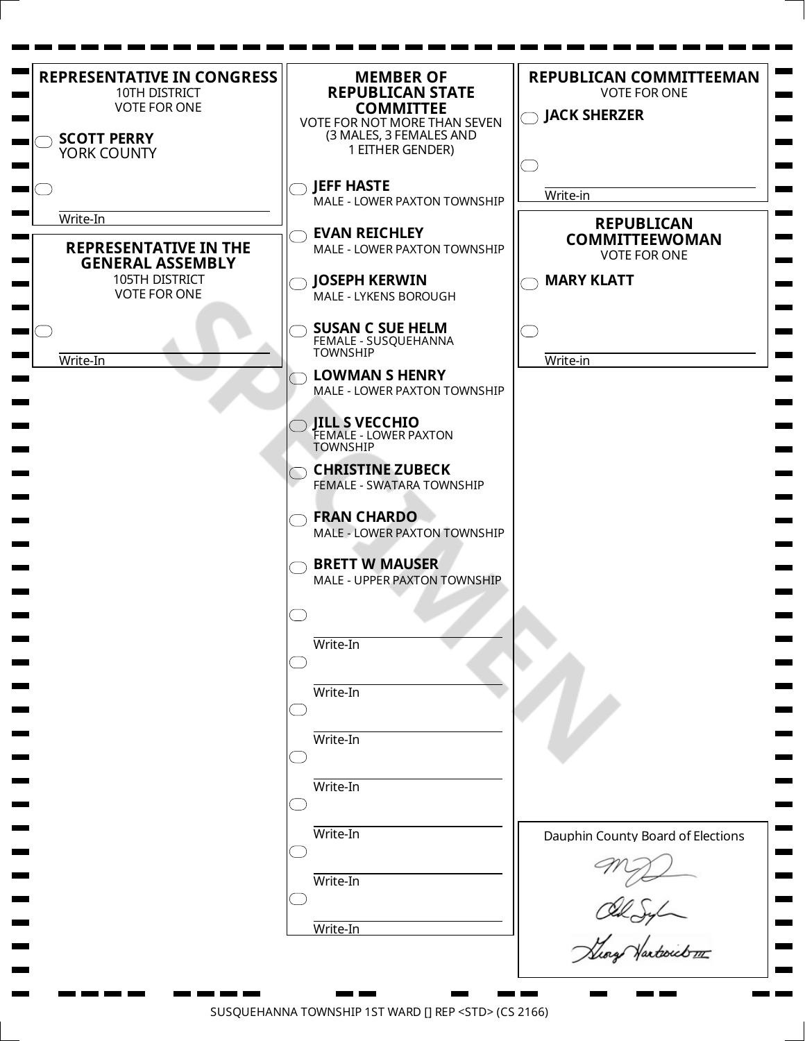## REPRESENTATIVE IN CONGRESS

10TH DISTRICT
VOTE FOR ONE

- **SCOTT PERRY**
  YORK COUNTY
- Write-In

## REPRESENTATIVE IN THE GENERAL ASSEMBLY

105TH DISTRICT
VOTE FOR ONE

- Write-In

## MEMBER OF REPUBLICAN STATE COMMITTEE

VOTE FOR NOT MORE THAN SEVEN
(3 MALES, 3 FEMALES AND
1 EITHER GENDER)

- **JEFF HASTE**
  MALE - LOWER PAXTON TOWNSHIP
- **EVAN REICHLEY**
  MALE - LOWER PAXTON TOWNSHIP
- **JOSEPH KERWIN**
  MALE - LYKENS BOROUGH
- **SUSAN C SUE HELM**
  FEMALE - SUSQUEHANNA TOWNSHIP
- **LOWMAN S HENRY**
  MALE - LOWER PAXTON TOWNSHIP
- **JILL S VECCHIO**
  FEMALE - LOWER PAXTON TOWNSHIP
- **CHRISTINE ZUBECK**
  FEMALE - SWATARA TOWNSHIP
- **FRAN CHARDO**
  MALE - LOWER PAXTON TOWNSHIP
- **BRETT W MAUSER**
  MALE - UPPER PAXTON TOWNSHIP
- Write-In
- Write-In
- Write-In
- Write-In
- Write-In
- Write-In
- Write-In

## REPUBLICAN COMMITTEEMAN

VOTE FOR ONE

- **JACK SHERZER**
- Write-in

## REPUBLICAN COMMITTEEWOMAN

VOTE FOR ONE

- **MARY KLATT**
- Write-in

SPECIMEN

Dauphin County Board of Elections

SUSQUEHANNA TOWNSHIP 1ST WARD [] REP <STD> (CS 2166)